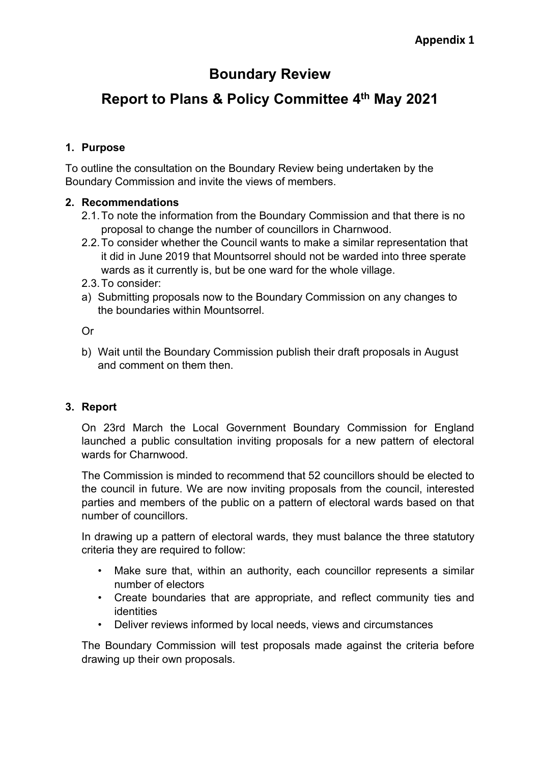**Appendix 1**

# Boundary Review

# Report to Plans & Policy Committee 4th May 2021

## 1. Purpose

To outline the consultation on the Boundary Review being undertaken by the Boundary Commission and invite the views of members.

## 2. Recommendations

2.1. To note the information from the Boundary Commission and that there is no proposal to change the number of councillors in Charnwood.

2.2. To consider whether the Council wants to make a similar representation that it did in June 2019 that Mountsorrel should not be warded into three sperate wards as it currently is, but be one ward for the whole village.

2.3. To consider:

a) Submitting proposals now to the Boundary Commission on any changes to the boundaries within Mountsorrel.

Or

b) Wait until the Boundary Commission publish their draft proposals in August and comment on them then.

## 3. Report

On 23rd March the Local Government Boundary Commission for England launched a public consultation inviting proposals for a new pattern of electoral wards for Charnwood.

The Commission is minded to recommend that 52 councillors should be elected to the council in future. We are now inviting proposals from the council, interested parties and members of the public on a pattern of electoral wards based on that number of councillors.

In drawing up a pattern of electoral wards, they must balance the three statutory criteria they are required to follow:

- Make sure that, within an authority, each councillor represents a similar number of electors
- Create boundaries that are appropriate, and reflect community ties and identities
- Deliver reviews informed by local needs, views and circumstances

The Boundary Commission will test proposals made against the criteria before drawing up their own proposals.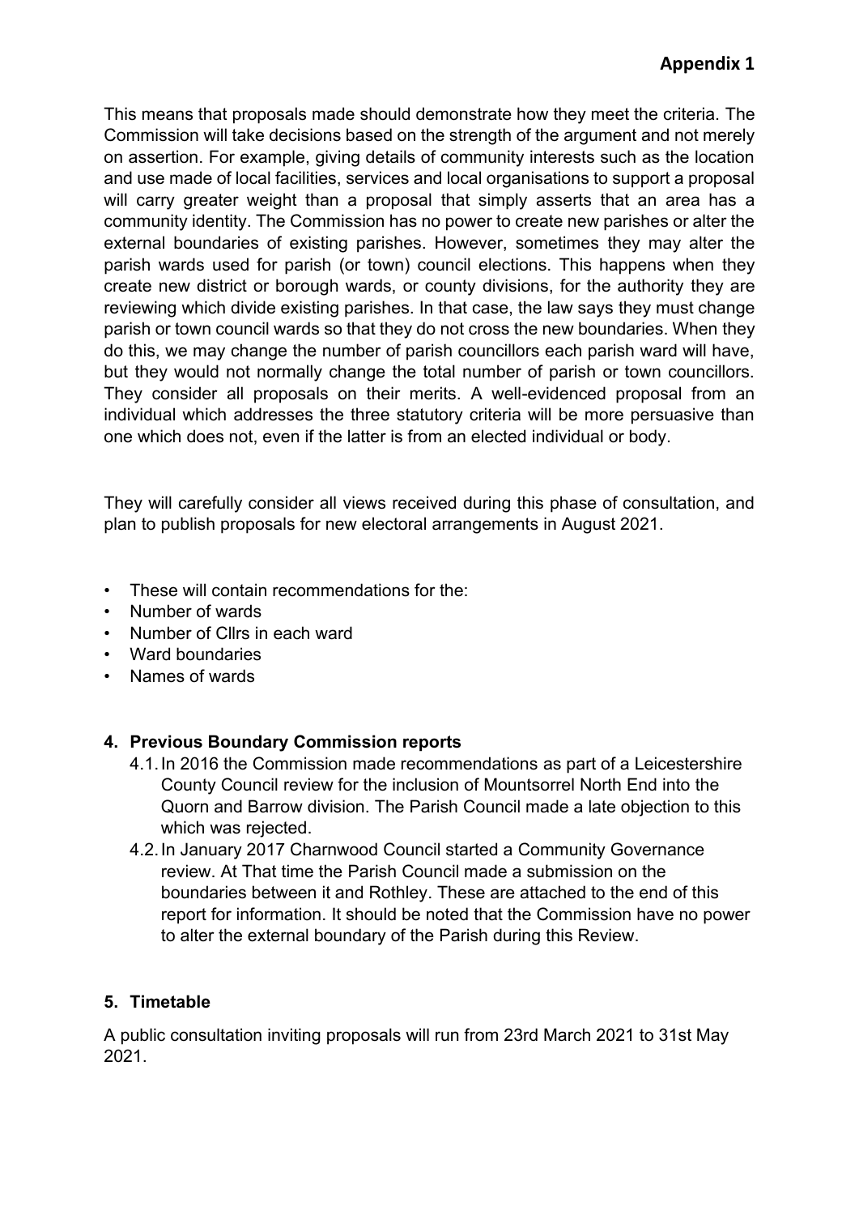**Appendix 1**

This means that proposals made should demonstrate how they meet the criteria. The Commission will take decisions based on the strength of the argument and not merely on assertion. For example, giving details of community interests such as the location and use made of local facilities, services and local organisations to support a proposal will carry greater weight than a proposal that simply asserts that an area has a community identity. The Commission has no power to create new parishes or alter the external boundaries of existing parishes. However, sometimes they may alter the parish wards used for parish (or town) council elections. This happens when they create new district or borough wards, or county divisions, for the authority they are reviewing which divide existing parishes. In that case, the law says they must change parish or town council wards so that they do not cross the new boundaries. When they do this, we may change the number of parish councillors each parish ward will have, but they would not normally change the total number of parish or town councillors. They consider all proposals on their merits. A well-evidenced proposal from an individual which addresses the three statutory criteria will be more persuasive than one which does not, even if the latter is from an elected individual or body.

They will carefully consider all views received during this phase of consultation, and plan to publish proposals for new electoral arrangements in August 2021.

- These will contain recommendations for the:
- Number of wards
- Number of Cllrs in each ward
- Ward boundaries
- Names of wards

## 4. Previous Boundary Commission reports

4.1. In 2016 the Commission made recommendations as part of a Leicestershire County Council review for the inclusion of Mountsorrel North End into the Quorn and Barrow division. The Parish Council made a late objection to this which was rejected.

4.2. In January 2017 Charnwood Council started a Community Governance review. At That time the Parish Council made a submission on the boundaries between it and Rothley. These are attached to the end of this report for information. It should be noted that the Commission have no power to alter the external boundary of the Parish during this Review.

## 5. Timetable

A public consultation inviting proposals will run from 23rd March 2021 to 31st May 2021.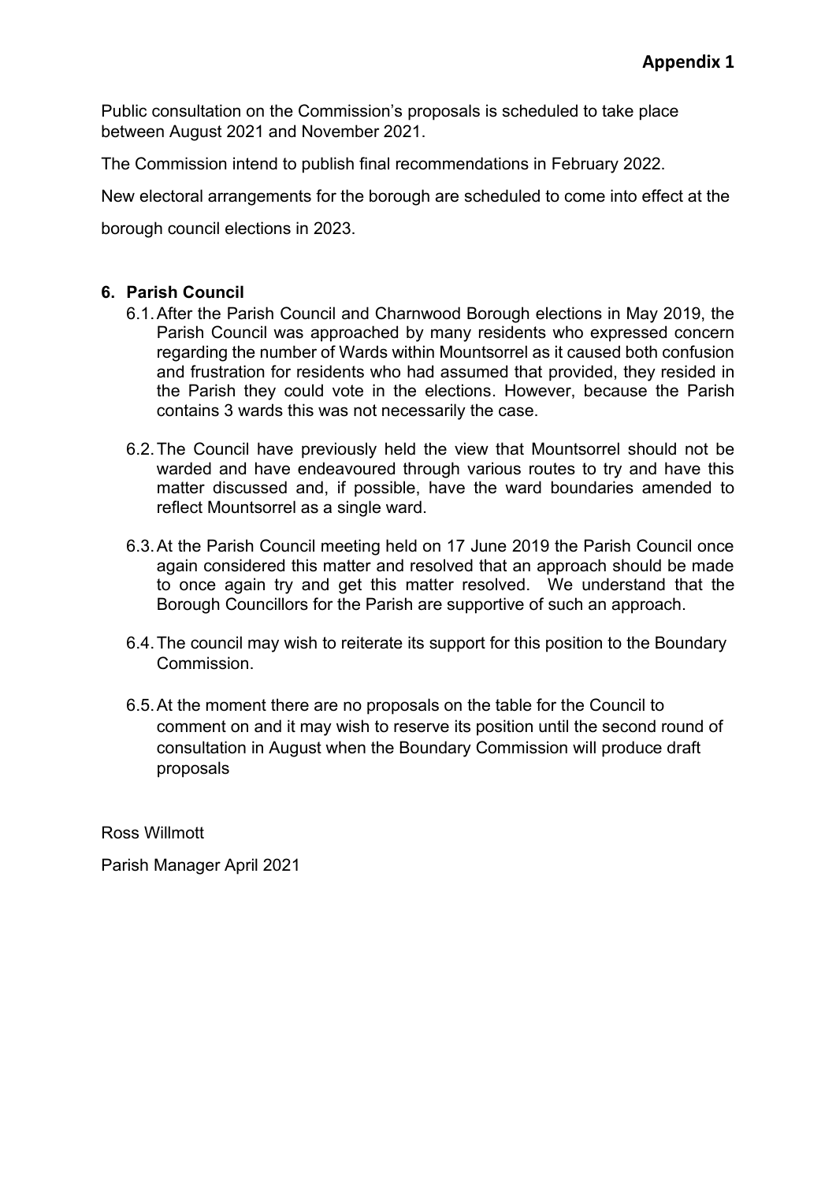**Appendix 1**

Public consultation on the Commission's proposals is scheduled to take place between August 2021 and November 2021.

The Commission intend to publish final recommendations in February 2022.

New electoral arrangements for the borough are scheduled to come into effect at the borough council elections in 2023.

## 6. Parish Council

6.1. After the Parish Council and Charnwood Borough elections in May 2019, the Parish Council was approached by many residents who expressed concern regarding the number of Wards within Mountsorrel as it caused both confusion and frustration for residents who had assumed that provided, they resided in the Parish they could vote in the elections. However, because the Parish contains 3 wards this was not necessarily the case.

6.2. The Council have previously held the view that Mountsorrel should not be warded and have endeavoured through various routes to try and have this matter discussed and, if possible, have the ward boundaries amended to reflect Mountsorrel as a single ward.

6.3. At the Parish Council meeting held on 17 June 2019 the Parish Council once again considered this matter and resolved that an approach should be made to once again try and get this matter resolved. We understand that the Borough Councillors for the Parish are supportive of such an approach.

6.4. The council may wish to reiterate its support for this position to the Boundary Commission.

6.5. At the moment there are no proposals on the table for the Council to comment on and it may wish to reserve its position until the second round of consultation in August when the Boundary Commission will produce draft proposals

Ross Willmott

Parish Manager April 2021